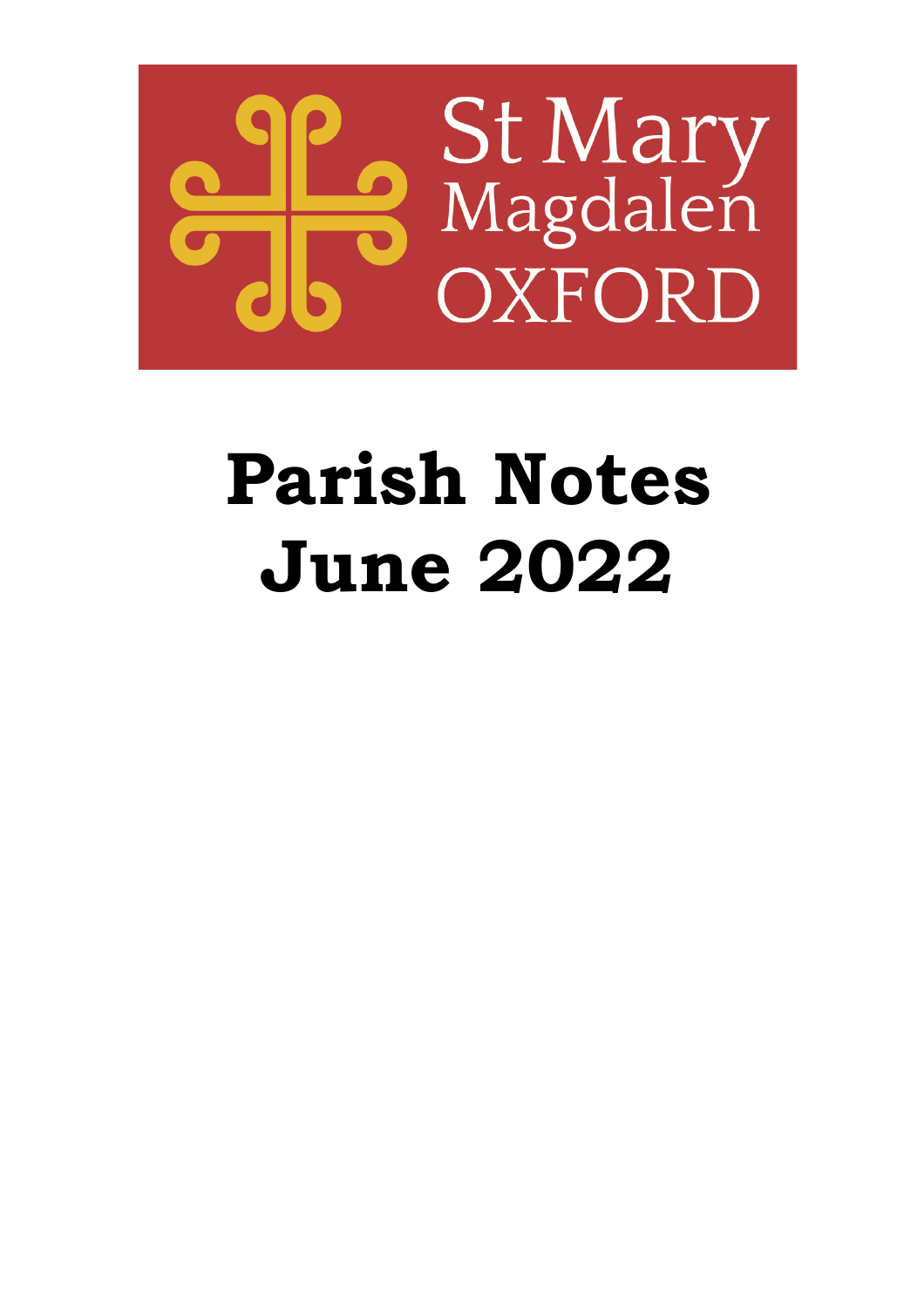St Mary Magdalen OXFORD

# Parish Notes June 2022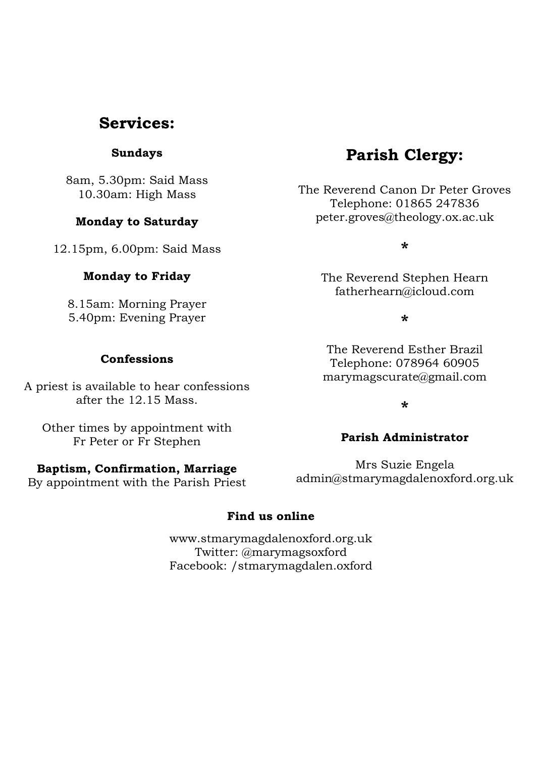## Services:

### Sundays

8am, 5.30pm: Said Mass
10.30am: High Mass

### Monday to Saturday

12.15pm, 6.00pm: Said Mass

### Monday to Friday

8.15am: Morning Prayer
5.40pm: Evening Prayer

### Confessions

A priest is available to hear confessions after the 12.15 Mass.

Other times by appointment with Fr Peter or Fr Stephen

**Baptism, Confirmation, Marriage**
By appointment with the Parish Priest

## Parish Clergy:

The Reverend Canon Dr Peter Groves
Telephone: 01865 247836
peter.groves@theology.ox.ac.uk

*

The Reverend Stephen Hearn
fatherhearn@icloud.com

*

The Reverend Esther Brazil
Telephone: 078964 60905
marymagscurate@gmail.com

*

### Parish Administrator

Mrs Suzie Engela
admin@stmarymagdalenoxford.org.uk

### Find us online

www.stmarymagdalenoxford.org.uk
Twitter: @marymagsoxford
Facebook: /stmarymagdalen.oxford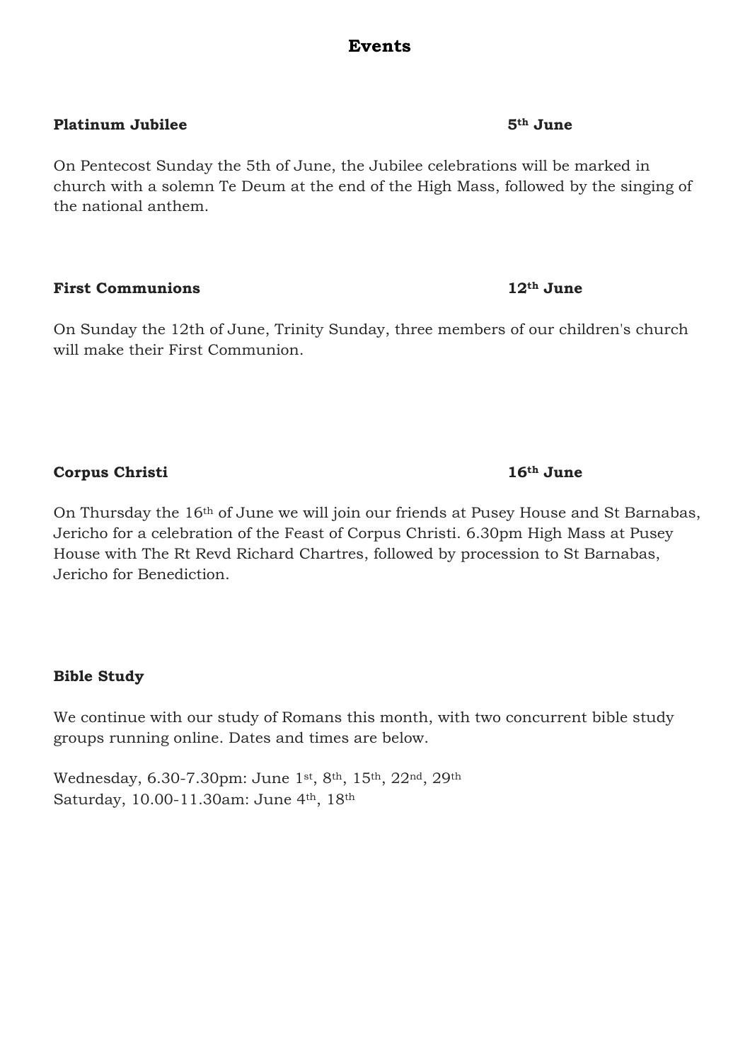# Events

**Platinum Jubilee** **5th June**

On Pentecost Sunday the 5th of June, the Jubilee celebrations will be marked in church with a solemn Te Deum at the end of the High Mass, followed by the singing of the national anthem.

**First Communions** **12th June**

On Sunday the 12th of June, Trinity Sunday, three members of our children's church will make their First Communion.

**Corpus Christi** **16th June**

On Thursday the 16th of June we will join our friends at Pusey House and St Barnabas, Jericho for a celebration of the Feast of Corpus Christi. 6.30pm High Mass at Pusey House with The Rt Revd Richard Chartres, followed by procession to St Barnabas, Jericho for Benediction.

**Bible Study**

We continue with our study of Romans this month, with two concurrent bible study groups running online. Dates and times are below.

Wednesday, 6.30-7.30pm: June 1st, 8th, 15th, 22nd, 29th
Saturday, 10.00-11.30am: June 4th, 18th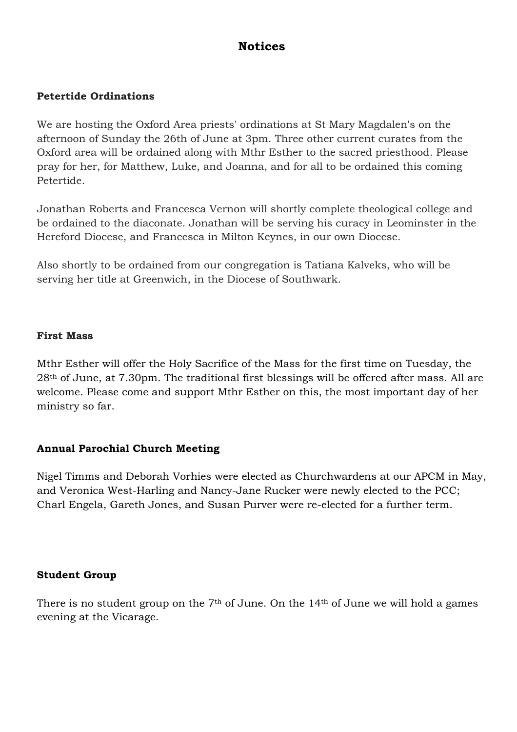# Notices

### Petertide Ordinations

We are hosting the Oxford Area priests' ordinations at St Mary Magdalen's on the afternoon of Sunday the 26th of June at 3pm. Three other current curates from the Oxford area will be ordained along with Mthr Esther to the sacred priesthood. Please pray for her, for Matthew, Luke, and Joanna, and for all to be ordained this coming Petertide.

Jonathan Roberts and Francesca Vernon will shortly complete theological college and be ordained to the diaconate. Jonathan will be serving his curacy in Leominster in the Hereford Diocese, and Francesca in Milton Keynes, in our own Diocese.

Also shortly to be ordained from our congregation is Tatiana Kalveks, who will be serving her title at Greenwich, in the Diocese of Southwark.

### First Mass

Mthr Esther will offer the Holy Sacrifice of the Mass for the first time on Tuesday, the 28th of June, at 7.30pm. The traditional first blessings will be offered after mass. All are welcome. Please come and support Mthr Esther on this, the most important day of her ministry so far.

### Annual Parochial Church Meeting

Nigel Timms and Deborah Vorhies were elected as Churchwardens at our APCM in May, and Veronica West-Harling and Nancy-Jane Rucker were newly elected to the PCC; Charl Engela, Gareth Jones, and Susan Purver were re-elected for a further term.

### Student Group

There is no student group on the 7th of June. On the 14th of June we will hold a games evening at the Vicarage.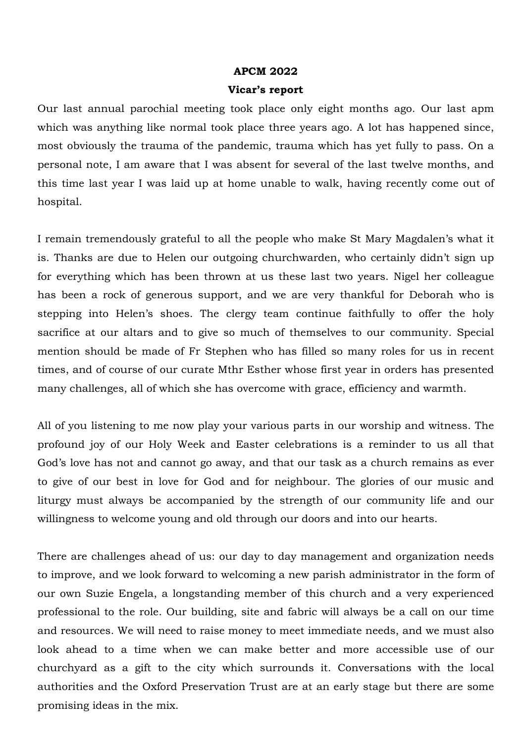**APCM 2022**

**Vicar's report**

Our last annual parochial meeting took place only eight months ago. Our last apm which was anything like normal took place three years ago. A lot has happened since, most obviously the trauma of the pandemic, trauma which has yet fully to pass. On a personal note, I am aware that I was absent for several of the last twelve months, and this time last year I was laid up at home unable to walk, having recently come out of hospital.

I remain tremendously grateful to all the people who make St Mary Magdalen's what it is. Thanks are due to Helen our outgoing churchwarden, who certainly didn't sign up for everything which has been thrown at us these last two years. Nigel her colleague has been a rock of generous support, and we are very thankful for Deborah who is stepping into Helen's shoes. The clergy team continue faithfully to offer the holy sacrifice at our altars and to give so much of themselves to our community. Special mention should be made of Fr Stephen who has filled so many roles for us in recent times, and of course of our curate Mthr Esther whose first year in orders has presented many challenges, all of which she has overcome with grace, efficiency and warmth.

All of you listening to me now play your various parts in our worship and witness. The profound joy of our Holy Week and Easter celebrations is a reminder to us all that God's love has not and cannot go away, and that our task as a church remains as ever to give of our best in love for God and for neighbour. The glories of our music and liturgy must always be accompanied by the strength of our community life and our willingness to welcome young and old through our doors and into our hearts.

There are challenges ahead of us: our day to day management and organization needs to improve, and we look forward to welcoming a new parish administrator in the form of our own Suzie Engela, a longstanding member of this church and a very experienced professional to the role. Our building, site and fabric will always be a call on our time and resources. We will need to raise money to meet immediate needs, and we must also look ahead to a time when we can make better and more accessible use of our churchyard as a gift to the city which surrounds it. Conversations with the local authorities and the Oxford Preservation Trust are at an early stage but there are some promising ideas in the mix.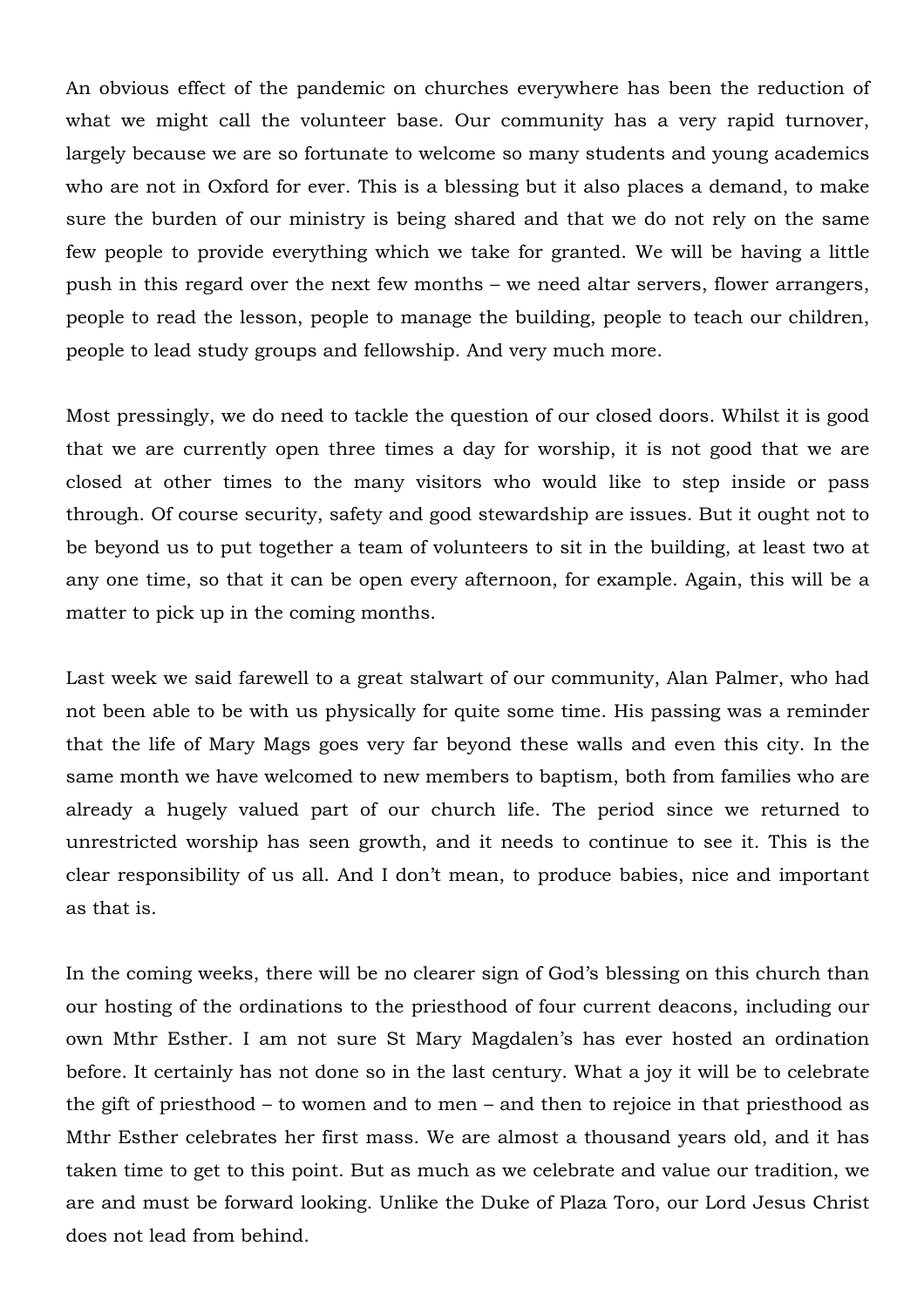An obvious effect of the pandemic on churches everywhere has been the reduction of what we might call the volunteer base. Our community has a very rapid turnover, largely because we are so fortunate to welcome so many students and young academics who are not in Oxford for ever. This is a blessing but it also places a demand, to make sure the burden of our ministry is being shared and that we do not rely on the same few people to provide everything which we take for granted. We will be having a little push in this regard over the next few months – we need altar servers, flower arrangers, people to read the lesson, people to manage the building, people to teach our children, people to lead study groups and fellowship. And very much more.

Most pressingly, we do need to tackle the question of our closed doors. Whilst it is good that we are currently open three times a day for worship, it is not good that we are closed at other times to the many visitors who would like to step inside or pass through. Of course security, safety and good stewardship are issues. But it ought not to be beyond us to put together a team of volunteers to sit in the building, at least two at any one time, so that it can be open every afternoon, for example. Again, this will be a matter to pick up in the coming months.

Last week we said farewell to a great stalwart of our community, Alan Palmer, who had not been able to be with us physically for quite some time. His passing was a reminder that the life of Mary Mags goes very far beyond these walls and even this city. In the same month we have welcomed to new members to baptism, both from families who are already a hugely valued part of our church life. The period since we returned to unrestricted worship has seen growth, and it needs to continue to see it. This is the clear responsibility of us all. And I don't mean, to produce babies, nice and important as that is.

In the coming weeks, there will be no clearer sign of God's blessing on this church than our hosting of the ordinations to the priesthood of four current deacons, including our own Mthr Esther. I am not sure St Mary Magdalen's has ever hosted an ordination before. It certainly has not done so in the last century. What a joy it will be to celebrate the gift of priesthood – to women and to men – and then to rejoice in that priesthood as Mthr Esther celebrates her first mass. We are almost a thousand years old, and it has taken time to get to this point. But as much as we celebrate and value our tradition, we are and must be forward looking. Unlike the Duke of Plaza Toro, our Lord Jesus Christ does not lead from behind.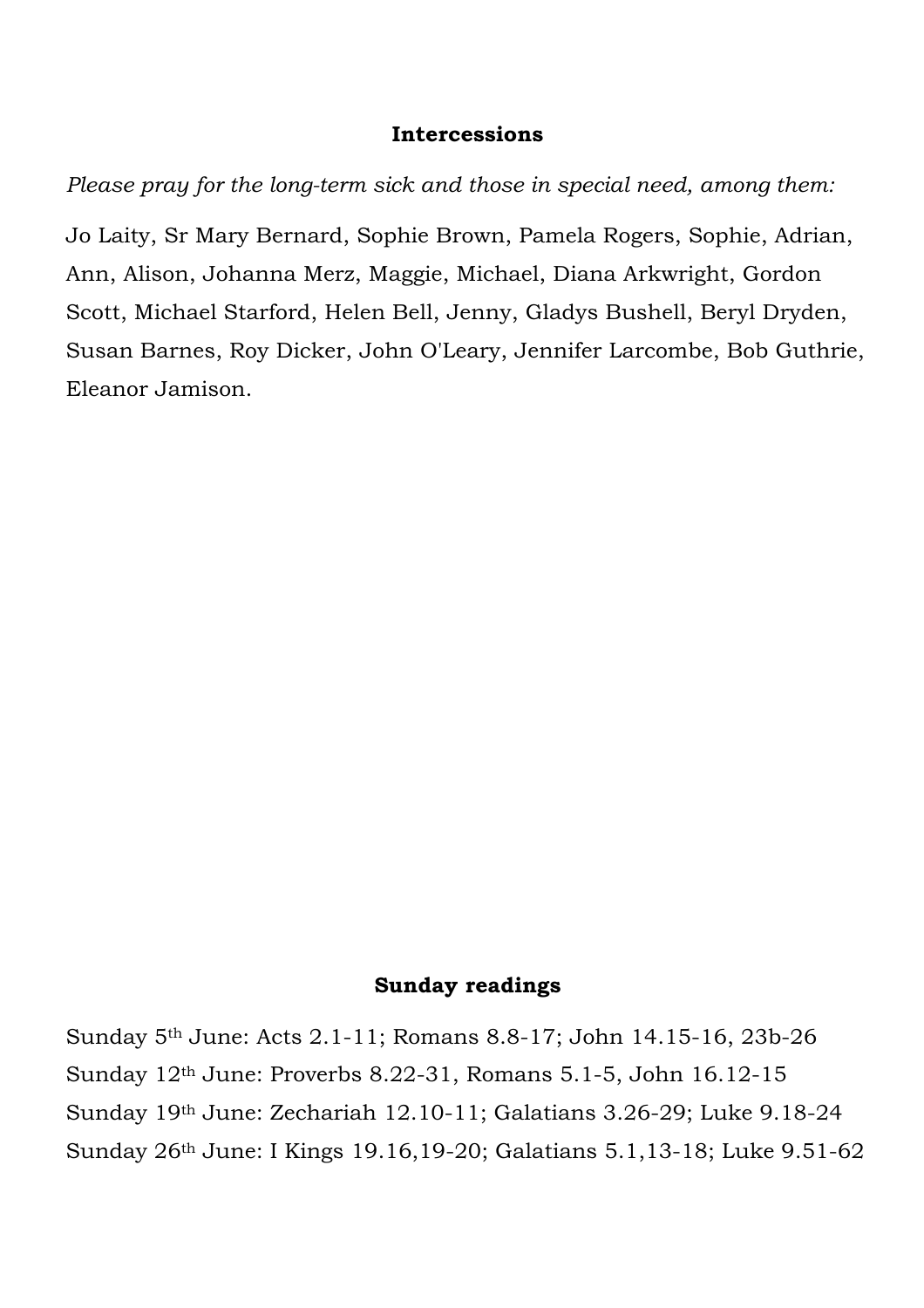## Intercessions

*Please pray for the long-term sick and those in special need, among them:*

Jo Laity, Sr Mary Bernard, Sophie Brown, Pamela Rogers, Sophie, Adrian, Ann, Alison, Johanna Merz, Maggie, Michael, Diana Arkwright, Gordon Scott, Michael Starford, Helen Bell, Jenny, Gladys Bushell, Beryl Dryden, Susan Barnes, Roy Dicker, John O'Leary, Jennifer Larcombe, Bob Guthrie, Eleanor Jamison.

## Sunday readings

Sunday 5th June: Acts 2.1-11; Romans 8.8-17; John 14.15-16, 23b-26

Sunday 12th June: Proverbs 8.22-31, Romans 5.1-5, John 16.12-15

Sunday 19th June: Zechariah 12.10-11; Galatians 3.26-29; Luke 9.18-24

Sunday 26th June: I Kings 19.16,19-20; Galatians 5.1,13-18; Luke 9.51-62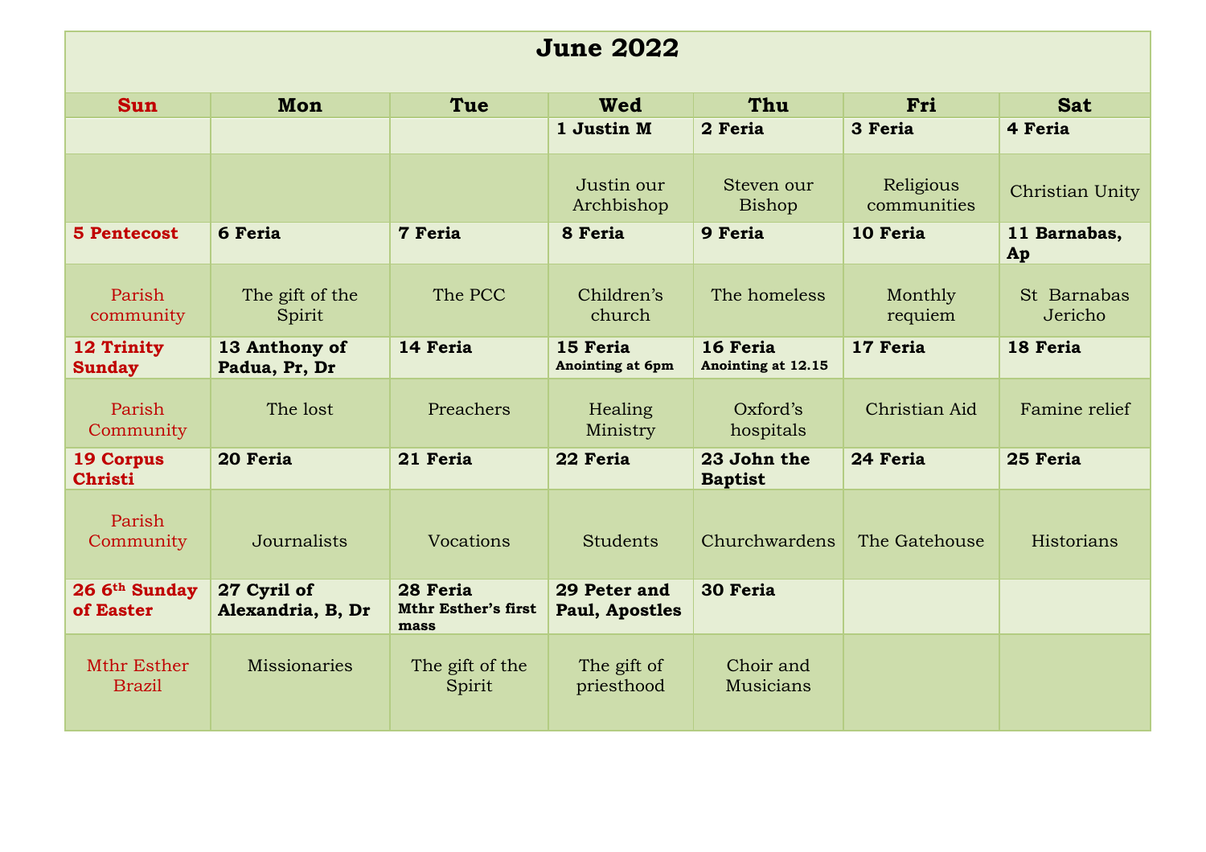# June 2022

| Sun | Mon | Tue | Wed | Thu | Fri | Sat |
|---|---|---|---|---|---|---|
| | | | **1 Justin M** | **2 Feria** | **3 Feria** | **4 Feria** |
| | | | Justin our Archbishop | Steven our Bishop | Religious communities | Christian Unity |
| **5 Pentecost** | **6 Feria** | **7 Feria** | **8 Feria** | **9 Feria** | **10 Feria** | **11 Barnabas, Ap** |
| Parish community | The gift of the Spirit | The PCC | Children's church | The homeless | Monthly requiem | St Barnabas Jericho |
| **12 Trinity Sunday** | **13 Anthony of Padua, Pr, Dr** | **14 Feria** | **15 Feria** Anointing at 6pm | **16 Feria** Anointing at 12.15 | **17 Feria** | **18 Feria** |
| Parish Community | The lost | Preachers | Healing Ministry | Oxford's hospitals | Christian Aid | Famine relief |
| **19 Corpus Christi** | **20 Feria** | **21 Feria** | **22 Feria** | **23 John the Baptist** | **24 Feria** | **25 Feria** |
| Parish Community | Journalists | Vocations | Students | Churchwardens | The Gatehouse | Historians |
| **26 6th Sunday of Easter** | **27 Cyril of Alexandria, B, Dr** | **28 Feria** Mthr Esther's first mass | **29 Peter and Paul, Apostles** | **30 Feria** | | |
| Mthr Esther Brazil | Missionaries | The gift of the Spirit | The gift of priesthood | Choir and Musicians | | |